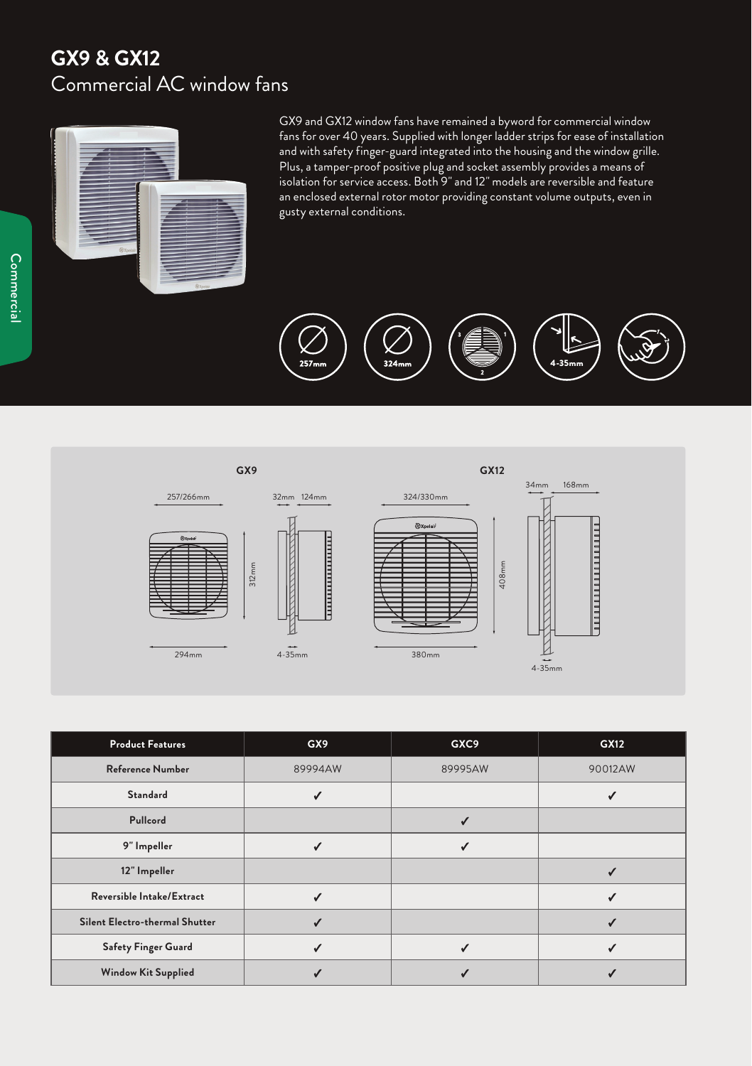# GX9 & GX12

## Commercial AC window fans

GX9 and GX12 window fans have remained a byword for commercial window fans for over 40 years. Supplied with longer ladder strips for ease of installation and with safety finger-guard integrated into the housing and the window grille. Plus, a tamper-proof positive plug and socket assembly provides a means of isolation for service access. Both 9" and 12" models are reversible and feature an enclosed external rotor motor providing constant volume outputs, even in gusty external conditions.

257mm | 324mm | 4-35mm

**GX9**

257/266mm | 32mm | 124mm | 312mm | 294mm | 4-35mm

**GX12**

324/330mm | 34mm | 168mm | 408mm | 380mm | 4-35mm

| Product Features | GX9 | GXC9 | GX12 |
|---|---|---|---|
| Reference Number | 89994AW | 89995AW | 90012AW |
| Standard | ✓ | | ✓ |
| Pullcord | | ✓ | |
| 9" Impeller | ✓ | ✓ | |
| 12" Impeller | | | ✓ |
| Reversible Intake/Extract | ✓ | | ✓ |
| Silent Electro-thermal Shutter | ✓ | | ✓ |
| Safety Finger Guard | ✓ | ✓ | ✓ |
| Window Kit Supplied | ✓ | ✓ | ✓ |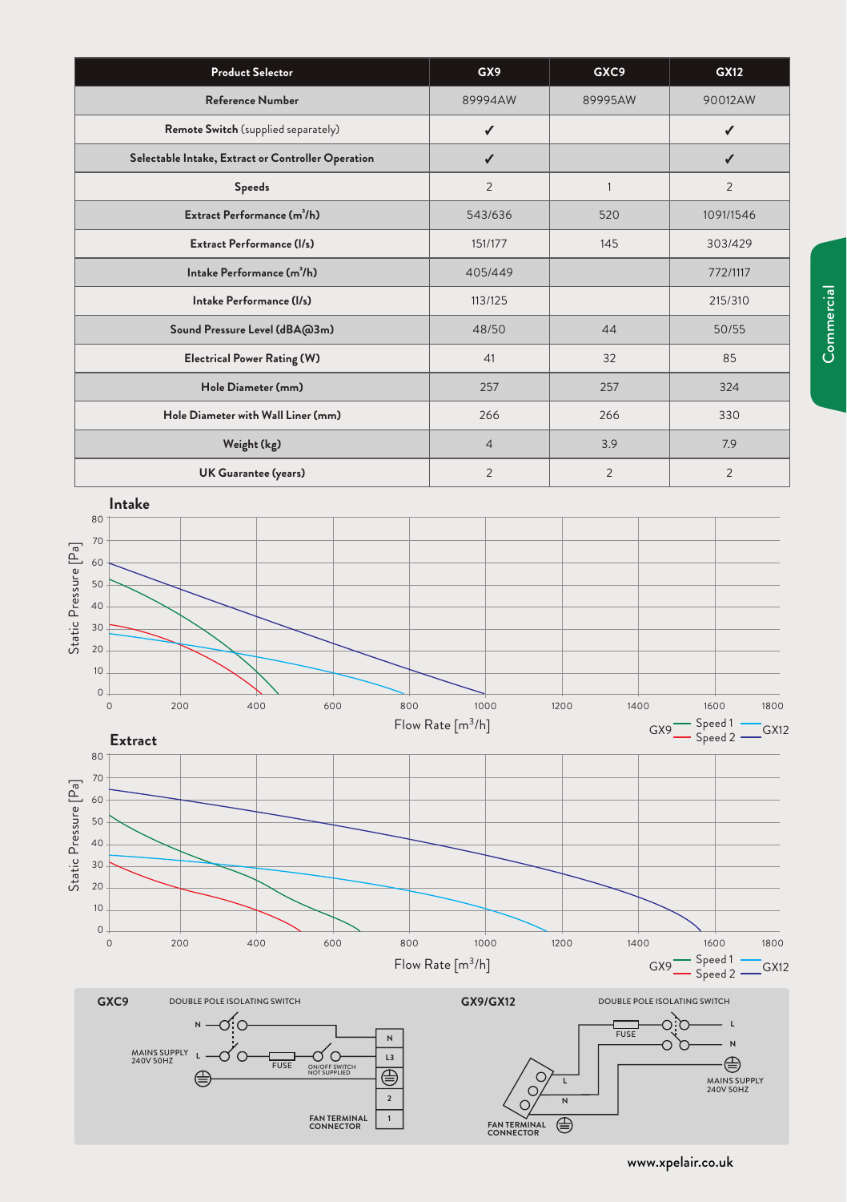| Product Selector | GX9 | GXC9 | GX12 |
|---|---|---|---|
| Reference Number | 89994AW | 89995AW | 90012AW |
| Remote Switch (supplied separately) | ✓ | | ✓ |
| Selectable Intake, Extract or Controller Operation | ✓ | | ✓ |
| Speeds | 2 | 1 | 2 |
| Extract Performance ($m^3$/h) | 543/636 | 520 | 1091/1546 |
| Extract Performance (l/s) | 151/177 | 145 | 303/429 |
| Intake Performance ($m^3$/h) | 405/449 | | 772/1117 |
| Intake Performance (l/s) | 113/125 | | 215/310 |
| Sound Pressure Level (dBA@3m) | 48/50 | 44 | 50/55 |
| Electrical Power Rating (W) | 41 | 32 | 85 |
| Hole Diameter (mm) | 257 | 257 | 324 |
| Hole Diameter with Wall Liner (mm) | 266 | 266 | 330 |
| Weight (kg) | 4 | 3.9 | 7.9 |
| UK Guarantee (years) | 2 | 2 | 2 |

Commercial

**Intake**

Static Pressure [Pa]

80
70
60
50
40
30
20
10
0

0 200 400 600 800 1000 1200 1400 1600 1800

Flow Rate [$m^3$/h]

GX9 Speed 1 / Speed 2 GX12

**Extract**

Static Pressure [Pa]

80
70
60
50
40
30
20
10
0

0 200 400 600 800 1000 1200 1400 1600 1800

Flow Rate [$m^3$/h]

GX9 Speed 1 / Speed 2 GX12

**GXC9**

DOUBLE POLE ISOLATING SWITCH

N
L
MAINS SUPPLY 240V 50HZ
FUSE
ON/OFF SWITCH NOT SUPPLIED
N
L3
2
1
FAN TERMINAL CONNECTOR

**GX9/GX12**

DOUBLE POLE ISOLATING SWITCH

FUSE
L
N
MAINS SUPPLY 240V 50HZ
L
N
FAN TERMINAL CONNECTOR

www.xpelair.co.uk